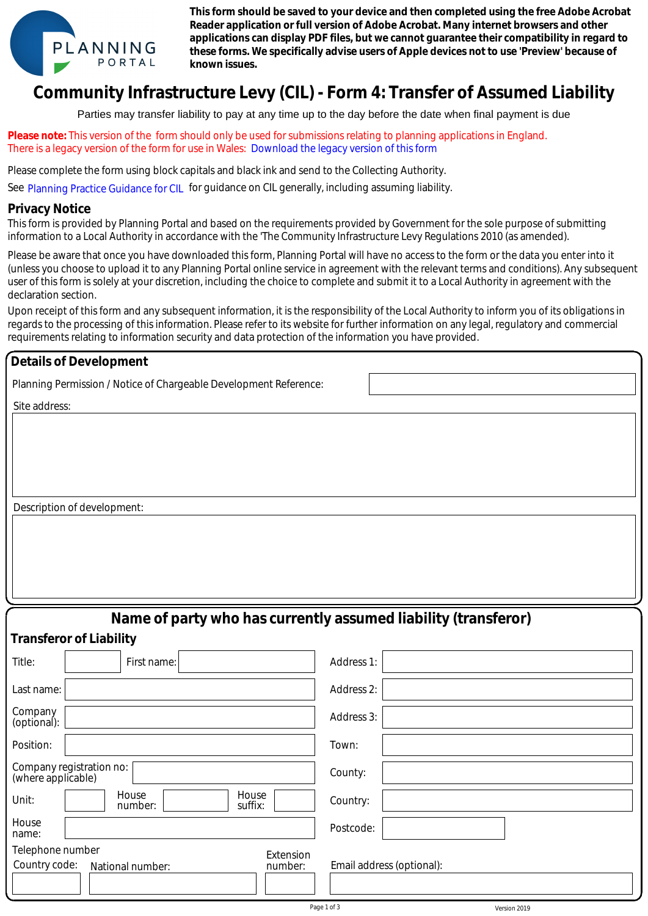**This form should be saved to your device and then completed using the free Adobe Acrobat Reader application or full version of Adobe Acrobat. Many internet browsers and other applications can display PDF files, but we cannot guarantee their compatibility in regard to these forms. We specifically advise users of Apple devices not to use 'Preview' because of known issues.**

# Community Infrastructure Levy (CIL) - Form 4: Transfer of Assumed Liability

Parties may transfer liability to pay at any time up to the day before the date when final payment is due

**Please note:** This version of the form should only be used for submissions relating to planning applications in England.
There is a legacy version of the form for use in Wales: Download the legacy version of this form

Please complete the form using block capitals and black ink and send to the Collecting Authority.

See Planning Practice Guidance for CIL for guidance on CIL generally, including assuming liability.

## Privacy Notice

This form is provided by Planning Portal and based on the requirements provided by Government for the sole purpose of submitting information to a Local Authority in accordance with the 'The Community Infrastructure Levy Regulations 2010 (as amended).

Please be aware that once you have downloaded this form, Planning Portal will have no access to the form or the data you enter into it (unless you choose to upload it to any Planning Portal online service in agreement with the relevant terms and conditions). Any subsequent user of this form is solely at your discretion, including the choice to complete and submit it to a Local Authority in agreement with the declaration section.

Upon receipt of this form and any subsequent information, it is the responsibility of the Local Authority to inform you of its obligations in regards to the processing of this information. Please refer to its website for further information on any legal, regulatory and commercial requirements relating to information security and data protection of the information you have provided.

## Details of Development

Planning Permission / Notice of Chargeable Development Reference:

Site address:

Description of development:

## Name of party who has currently assumed liability (transferor)

### Transferor of Liability

Title:
First name:
Last name:
Company (optional):
Position:
Company registration no: (where applicable)
Unit:
House number:
House suffix:
House name:

Address 1:
Address 2:
Address 3:
Town:
County:
Country:
Postcode:

Telephone number
Country code:
National number:
Extension number:

Email address (optional):

Version 2019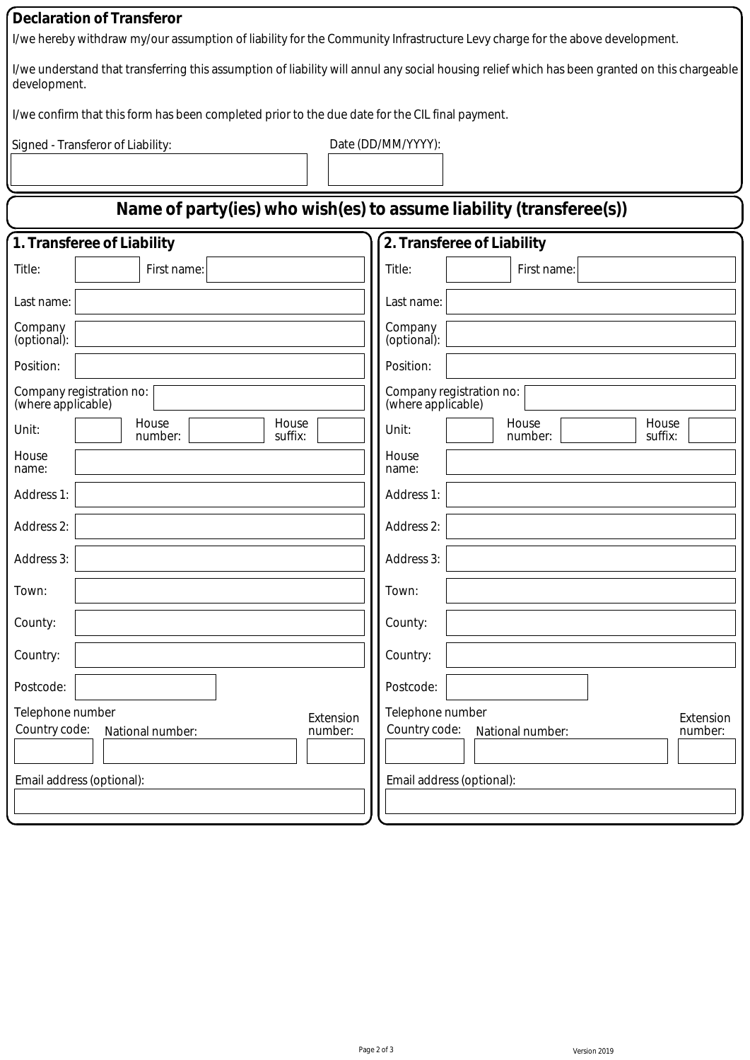## Declaration of Transferor

I/we hereby withdraw my/our assumption of liability for the Community Infrastructure Levy charge for the above development.

I/we understand that transferring this assumption of liability will annul any social housing relief which has been granted on this chargeable development.

I/we confirm that this form has been completed prior to the due date for the CIL final payment.

Signed - Transferor of Liability:

Date (DD/MM/YYYY):

## Name of party(ies) who wish(es) to assume liability (transferee(s))

### 1. Transferee of Liability

Title:

First name:

Last name:

Company (optional):

Position:

Company registration no: (where applicable)

Unit:

House number:

House suffix:

House name:

Address 1:

Address 2:

Address 3:

Town:

County:

Country:

Postcode:

Telephone number

Country code:

National number:

Extension number:

Email address (optional):

### 2. Transferee of Liability

Title:

First name:

Last name:

Company (optional):

Position:

Company registration no: (where applicable)

Unit:

House number:

House suffix:

House name:

Address 1:

Address 2:

Address 3:

Town:

County:

Country:

Postcode:

Telephone number

Country code:

National number:

Extension number:

Email address (optional):

Version 2019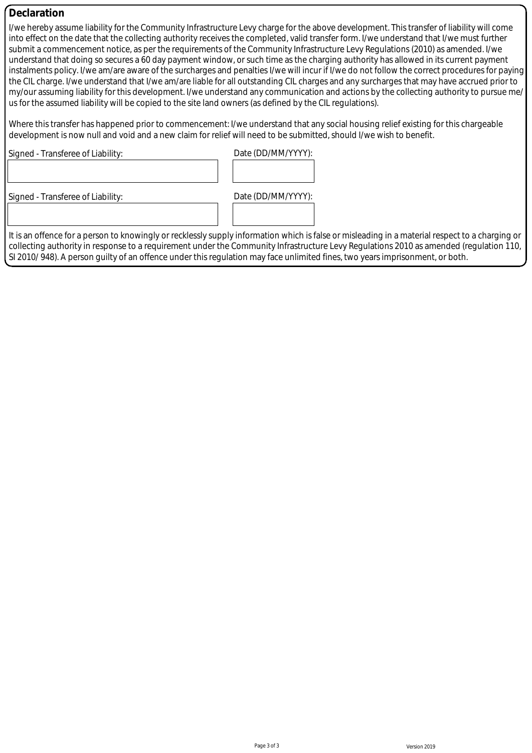## Declaration

I/we hereby assume liability for the Community Infrastructure Levy charge for the above development. This transfer of liability will come into effect on the date that the collecting authority receives the completed, valid transfer form. I/we understand that I/we must further submit a commencement notice, as per the requirements of the Community Infrastructure Levy Regulations (2010) as amended. I/we understand that doing so secures a 60 day payment window, or such time as the charging authority has allowed in its current payment instalments policy. I/we am/are aware of the surcharges and penalties I/we will incur if I/we do not follow the correct procedures for paying the CIL charge. I/we understand that I/we am/are liable for all outstanding CIL charges and any surcharges that may have accrued prior to my/our assuming liability for this development. I/we understand any communication and actions by the collecting authority to pursue me/us for the assumed liability will be copied to the site land owners (as defined by the CIL regulations).

Where this transfer has happened prior to commencement: I/we understand that any social housing relief existing for this chargeable development is now null and void and a new claim for relief will need to be submitted, should I/we wish to benefit.

Signed - Transferee of Liability:

Date (DD/MM/YYYY):

Signed - Transferee of Liability:

Date (DD/MM/YYYY):

It is an offence for a person to knowingly or recklessly supply information which is false or misleading in a material respect to a charging or collecting authority in response to a requirement under the Community Infrastructure Levy Regulations 2010 as amended (regulation 110, SI 2010/ 948). A person guilty of an offence under this regulation may face unlimited fines, two years imprisonment, or both.

Version 2019